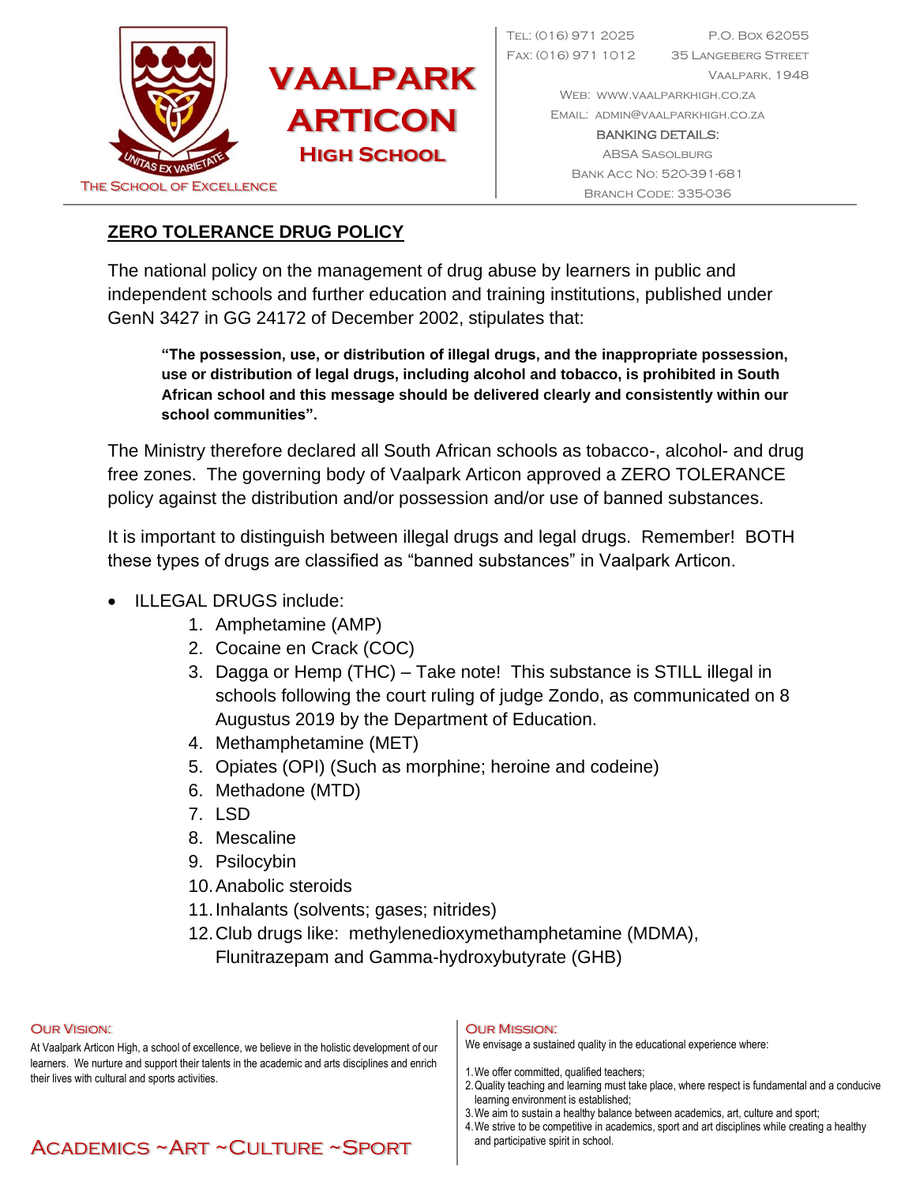# VAALPARK ARTICON HIGH SCHOOL

THE SCHOOL OF EXCELLENCE

TEL: (016) 971 2025
FAX: (016) 971 1012

P.O. BOX 62055
35 LANGEBERG STREET
VAALPARK, 1948

WEB: WWW.VAALPARKHIGH.CO.ZA
EMAIL: ADMIN@VAALPARKHIGH.CO.ZA

BANKING DETAILS:
ABSA SASOLBURG
BANK ACC NO: 520-391-681
BRANCH CODE: 335-036

## ZERO TOLERANCE DRUG POLICY

The national policy on the management of drug abuse by learners in public and independent schools and further education and training institutions, published under GenN 3427 in GG 24172 of December 2002, stipulates that:

> **"The possession, use, or distribution of illegal drugs, and the inappropriate possession, use or distribution of legal drugs, including alcohol and tobacco, is prohibited in South African school and this message should be delivered clearly and consistently within our school communities".**

The Ministry therefore declared all South African schools as tobacco-, alcohol- and drug free zones. The governing body of Vaalpark Articon approved a ZERO TOLERANCE policy against the distribution and/or possession and/or use of banned substances.

It is important to distinguish between illegal drugs and legal drugs. Remember! BOTH these types of drugs are classified as "banned substances" in Vaalpark Articon.

- ILLEGAL DRUGS include:
  1. Amphetamine (AMP)
  2. Cocaine en Crack (COC)
  3. Dagga or Hemp (THC) – Take note! This substance is STILL illegal in schools following the court ruling of judge Zondo, as communicated on 8 Augustus 2019 by the Department of Education.
  4. Methamphetamine (MET)
  5. Opiates (OPI) (Such as morphine; heroine and codeine)
  6. Methadone (MTD)
  7. LSD
  8. Mescaline
  9. Psilocybin
  10. Anabolic steroids
  11. Inhalants (solvents; gases; nitrides)
  12. Club drugs like: methylenedioxymethamphetamine (MDMA), Flunitrazepam and Gamma-hydroxybutyrate (GHB)

OUR VISION:

At Vaalpark Articon High, a school of excellence, we believe in the holistic development of our learners. We nurture and support their talents in the academic and arts disciplines and enrich their lives with cultural and sports activities.

ACADEMICS ~ART ~CULTURE ~SPORT

OUR MISSION:

We envisage a sustained quality in the educational experience where:

1. We offer committed, qualified teachers;
2. Quality teaching and learning must take place, where respect is fundamental and a conducive learning environment is established;
3. We aim to sustain a healthy balance between academics, art, culture and sport;
4. We strive to be competitive in academics, sport and art disciplines while creating a healthy and participative spirit in school.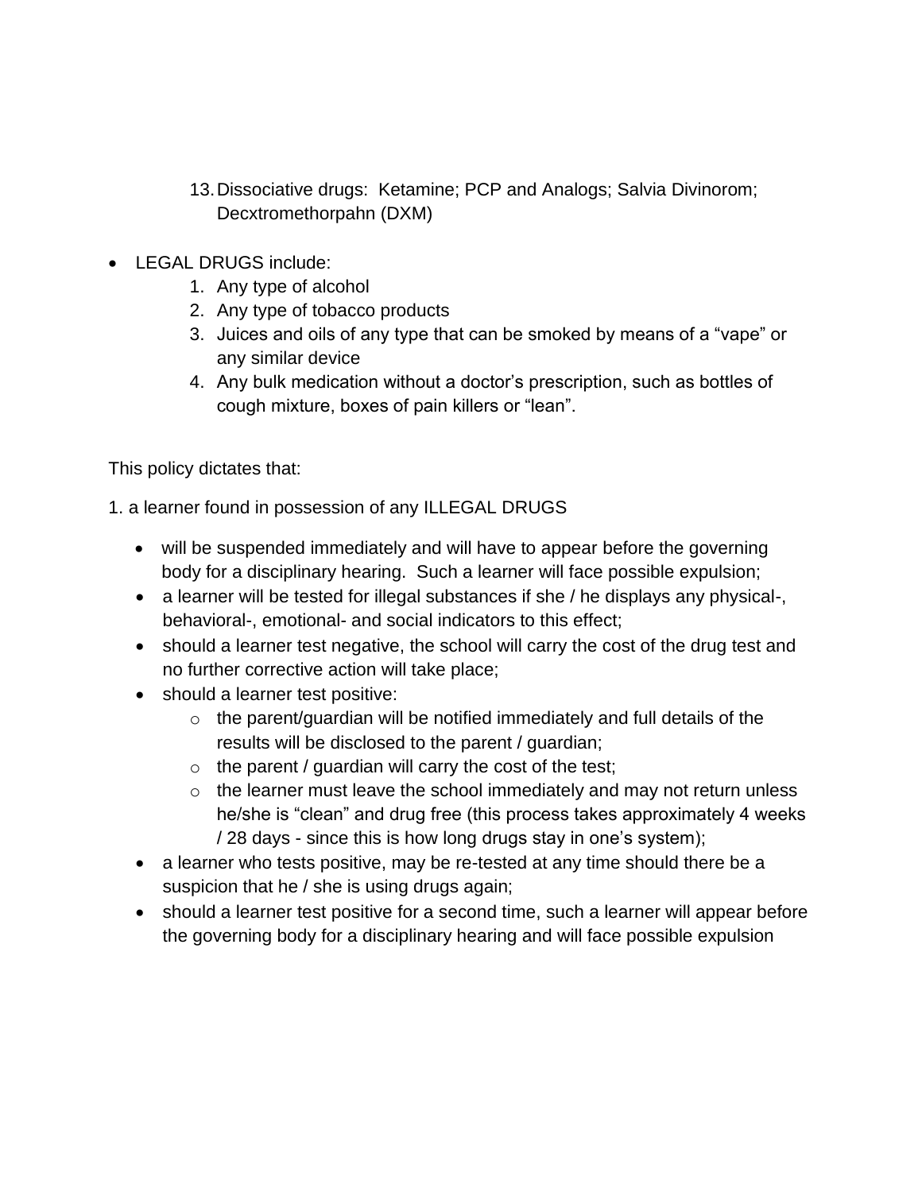13. Dissociative drugs: Ketamine; PCP and Analogs; Salvia Divinorom; Decxtromethorpahn (DXM)

- LEGAL DRUGS include:
    1. Any type of alcohol
    2. Any type of tobacco products
    3. Juices and oils of any type that can be smoked by means of a "vape" or any similar device
    4. Any bulk medication without a doctor's prescription, such as bottles of cough mixture, boxes of pain killers or "lean".

This policy dictates that:

1. a learner found in possession of any ILLEGAL DRUGS

- will be suspended immediately and will have to appear before the governing body for a disciplinary hearing. Such a learner will face possible expulsion;
- a learner will be tested for illegal substances if she / he displays any physical-, behavioral-, emotional- and social indicators to this effect;
- should a learner test negative, the school will carry the cost of the drug test and no further corrective action will take place;
- should a learner test positive:
    - the parent/guardian will be notified immediately and full details of the results will be disclosed to the parent / guardian;
    - the parent / guardian will carry the cost of the test;
    - the learner must leave the school immediately and may not return unless he/she is "clean" and drug free (this process takes approximately 4 weeks / 28 days - since this is how long drugs stay in one's system);
- a learner who tests positive, may be re-tested at any time should there be a suspicion that he / she is using drugs again;
- should a learner test positive for a second time, such a learner will appear before the governing body for a disciplinary hearing and will face possible expulsion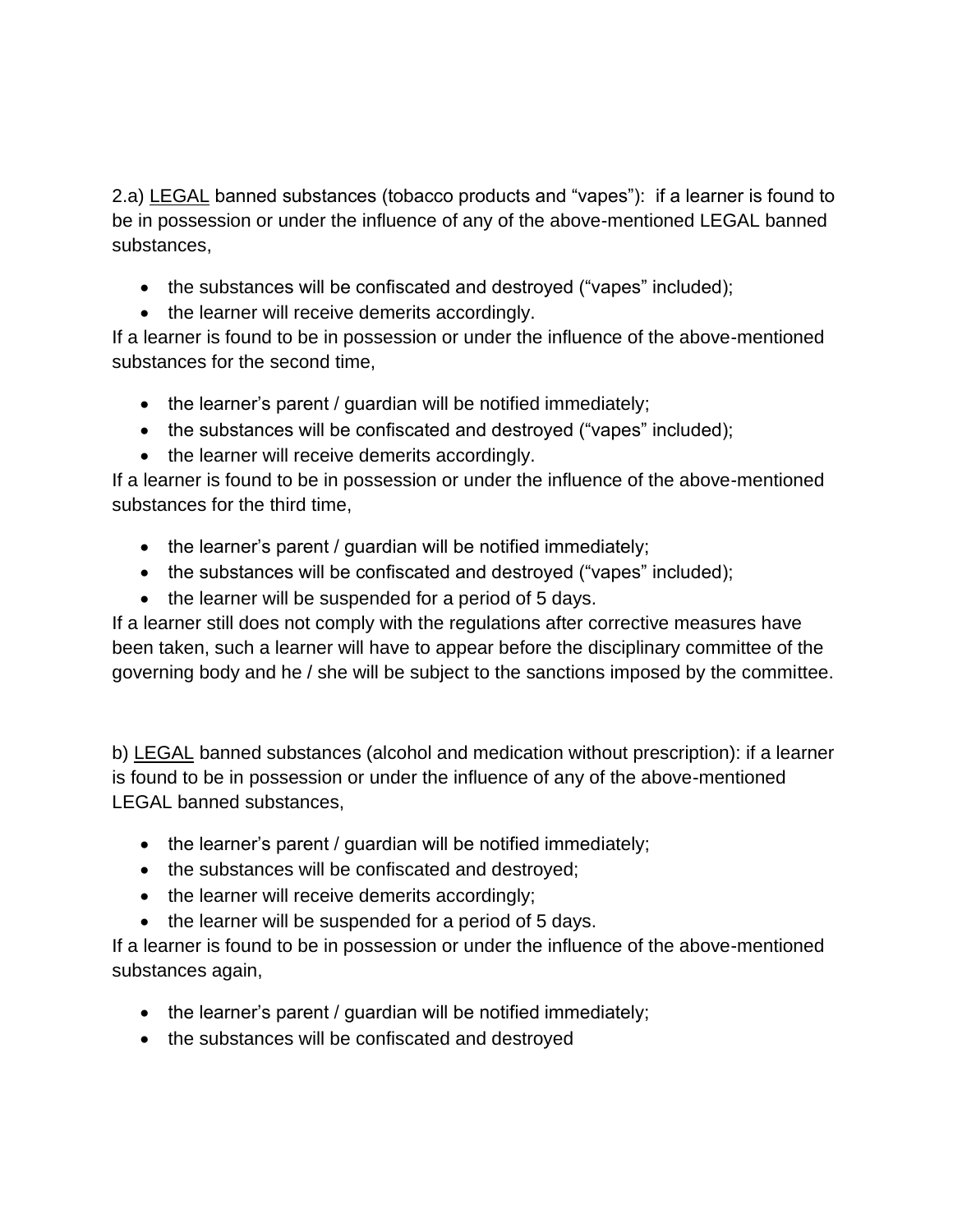2.a) <u>LEGAL</u> banned substances (tobacco products and "vapes"): if a learner is found to be in possession or under the influence of any of the above-mentioned LEGAL banned substances,

- the substances will be confiscated and destroyed ("vapes" included);
- the learner will receive demerits accordingly.

If a learner is found to be in possession or under the influence of the above-mentioned substances for the second time,

- the learner's parent / guardian will be notified immediately;
- the substances will be confiscated and destroyed ("vapes" included);
- the learner will receive demerits accordingly.

If a learner is found to be in possession or under the influence of the above-mentioned substances for the third time,

- the learner's parent / guardian will be notified immediately;
- the substances will be confiscated and destroyed ("vapes" included);
- the learner will be suspended for a period of 5 days.

If a learner still does not comply with the regulations after corrective measures have been taken, such a learner will have to appear before the disciplinary committee of the governing body and he / she will be subject to the sanctions imposed by the committee.

b) <u>LEGAL</u> banned substances (alcohol and medication without prescription): if a learner is found to be in possession or under the influence of any of the above-mentioned LEGAL banned substances,

- the learner's parent / guardian will be notified immediately;
- the substances will be confiscated and destroyed;
- the learner will receive demerits accordingly;
- the learner will be suspended for a period of 5 days.

If a learner is found to be in possession or under the influence of the above-mentioned substances again,

- the learner's parent / guardian will be notified immediately;
- the substances will be confiscated and destroyed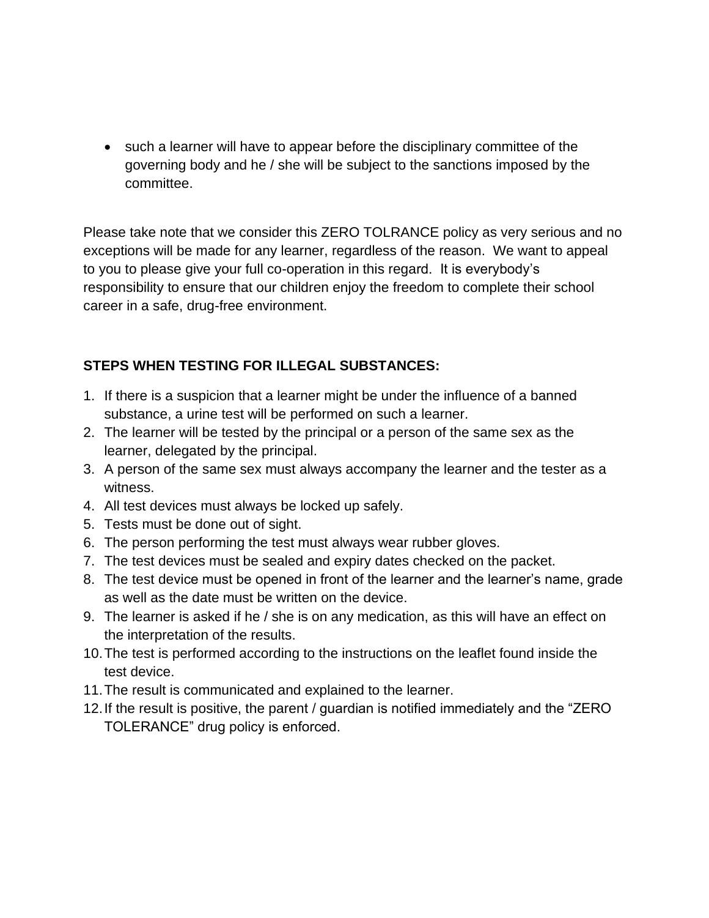- such a learner will have to appear before the disciplinary committee of the governing body and he / she will be subject to the sanctions imposed by the committee.

Please take note that we consider this ZERO TOLRANCE policy as very serious and no exceptions will be made for any learner, regardless of the reason. We want to appeal to you to please give your full co-operation in this regard. It is everybody's responsibility to ensure that our children enjoy the freedom to complete their school career in a safe, drug-free environment.

**STEPS WHEN TESTING FOR ILLEGAL SUBSTANCES:**

1. If there is a suspicion that a learner might be under the influence of a banned substance, a urine test will be performed on such a learner.
2. The learner will be tested by the principal or a person of the same sex as the learner, delegated by the principal.
3. A person of the same sex must always accompany the learner and the tester as a witness.
4. All test devices must always be locked up safely.
5. Tests must be done out of sight.
6. The person performing the test must always wear rubber gloves.
7. The test devices must be sealed and expiry dates checked on the packet.
8. The test device must be opened in front of the learner and the learner's name, grade as well as the date must be written on the device.
9. The learner is asked if he / she is on any medication, as this will have an effect on the interpretation of the results.
10. The test is performed according to the instructions on the leaflet found inside the test device.
11. The result is communicated and explained to the learner.
12. If the result is positive, the parent / guardian is notified immediately and the "ZERO TOLERANCE" drug policy is enforced.